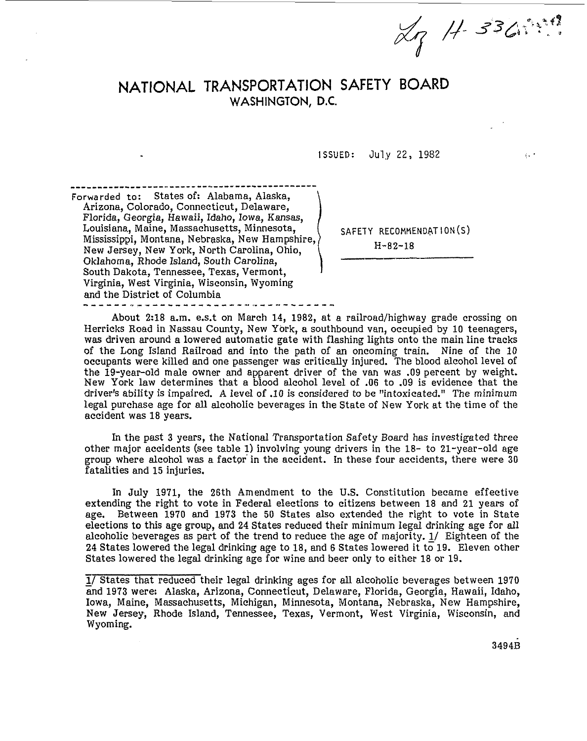Log H-336

# NATIONAL TRANSPORTATION SAFETY BOARD

## WASHINGTON, D.C.

ISSUED: July 22, 1982

Forwarded to: States of: Alabama, Alaska, Arizona, Colorado, Connecticut, Delaware, Florida, Georgia, Hawaii, Idaho, Iowa, Kansas, Louisiana, Maine, Massachusetts, Minnesota, Mississippi, Montana, Nebraska, New Hampshire, New Jersey, New York, North Carolina, Ohio, Oklahoma, Rhode Island, South Carolina, South Dakota, Tennessee, Texas, Vermont, Virginia, West Virginia, Wisconsin, Wyoming and the District of Columbia

SAFETY RECOMMENDATION(S)

H-82-18

About 2:18 a.m. e.s.t on March 14, 1982, at a railroad/highway grade crossing on Herricks Road in Nassau County, New York, a southbound van, occupied by 10 teenagers, was driven around a lowered automatic gate with flashing lights onto the main line tracks of the Long Island Railroad and into the path of an oncoming train. Nine of the 10 occupants were killed and one passenger was critically injured. The blood alcohol level of the 19-year-old male owner and apparent driver of the van was .09 percent by weight. New York law determines that a blood alcohol level of .06 to .09 is evidence that the driver's ability is impaired. A level of .10 is considered to be "intoxicated." The minimum legal purchase age for all alcoholic beverages in the State of New York at the time of the accident was 18 years.

In the past 3 years, the National Transportation Safety Board has investigated three other major accidents (see table 1) involving young drivers in the 18- to 21-year-old age group where alcohol was a factor in the accident. In these four accidents, there were 30 fatalities and 15 injuries.

In July 1971, the 26th Amendment to the U.S. Constitution became effective extending the right to vote in Federal elections to citizens between 18 and 21 years of age. Between 1970 and 1973 the 50 States also extended the right to vote in State elections to this age group, and 24 States reduced their minimum legal drinking age for all alcoholic beverages as part of the trend to reduce the age of majority. 1/ Eighteen of the 24 States lowered the legal drinking age to 18, and 6 States lowered it to 19. Eleven other States lowered the legal drinking age for wine and beer only to either 18 or 19.

1/ States that reduced their legal drinking ages for all alcoholic beverages between 1970 and 1973 were: Alaska, Arizona, Connecticut, Delaware, Florida, Georgia, Hawaii, Idaho, Iowa, Maine, Massachusetts, Michigan, Minnesota, Montana, Nebraska, New Hampshire, New Jersey, Rhode Island, Tennessee, Texas, Vermont, West Virginia, Wisconsin, and Wyoming.

3494B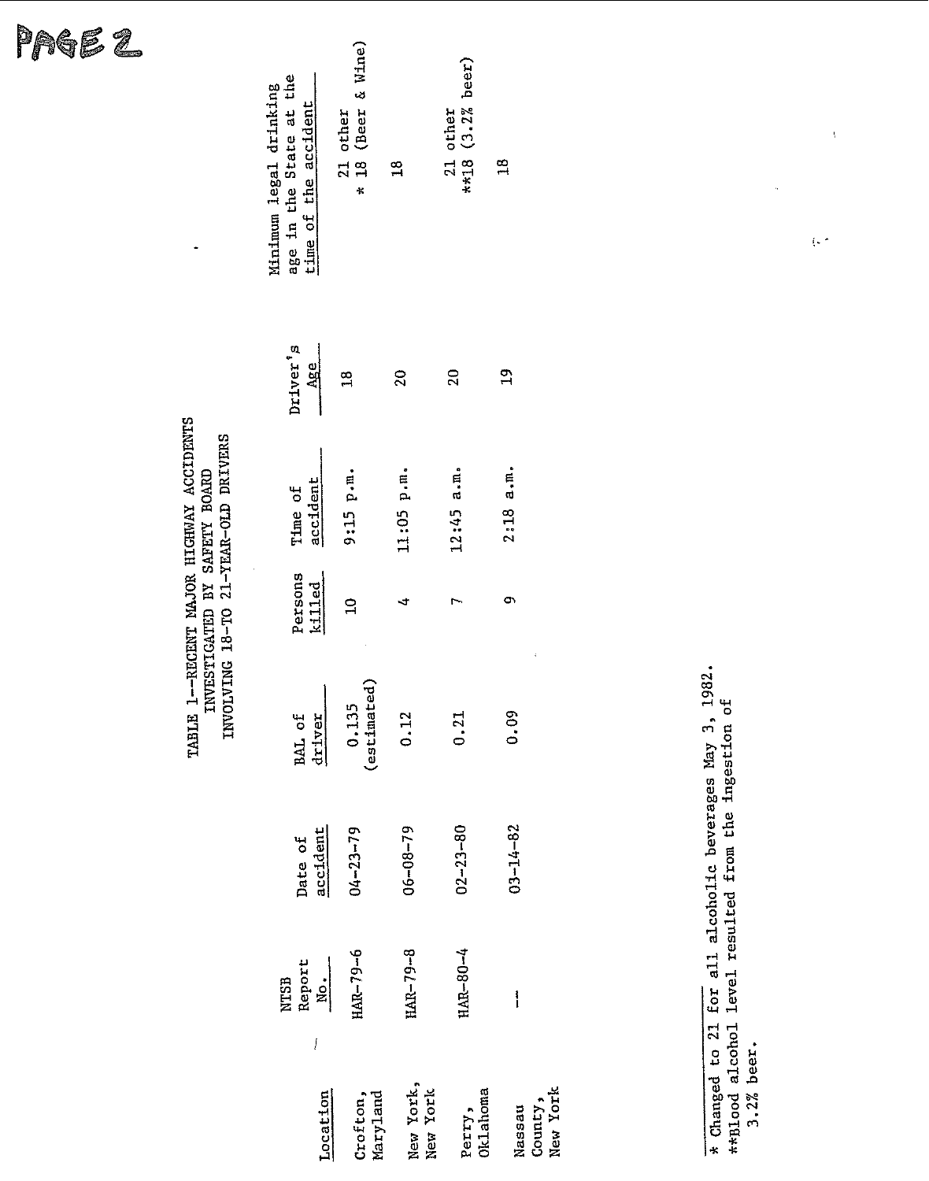PAGE 2

TABLE 1--RECENT MAJOR HIGHWAY ACCIDENTS INVESTIGATED BY SAFETY BOARD INVOLVING 18-TO 21-YEAR-OLD DRIVERS

| Location | NTSB Report No. | Date of accident | BAL of driver | Persons killed | Time of accident | Driver's Age | Minimum legal drinking age in the State at the time of the accident |
|---|---|---|---|---|---|---|---|
| Crofton, Maryland | HAR-79-6 | 04-23-79 | 0.135 (estimated) | 10 | 9:15 p.m. | 18 | 21 other<br>* 18 (Beer & Wine) |
| New York, New York | HAR-79-8 | 06-08-79 | 0.12 | 4 | 11:05 p.m. | 20 | 18 |
| Perry, Oklahoma | HAR-80-4 | 02-23-80 | 0.21 | 7 | 12:45 a.m. | 20 | 21 other<br>**18 (3.2% beer) |
| Nassau County, New York | -- | 03-14-82 | 0.09 | 9 | 2:18 a.m. | 19 | 18 |

\* Changed to 21 for all alcoholic beverages May 3, 1982.
**Blood alcohol level resulted from the ingestion of 3.2% beer.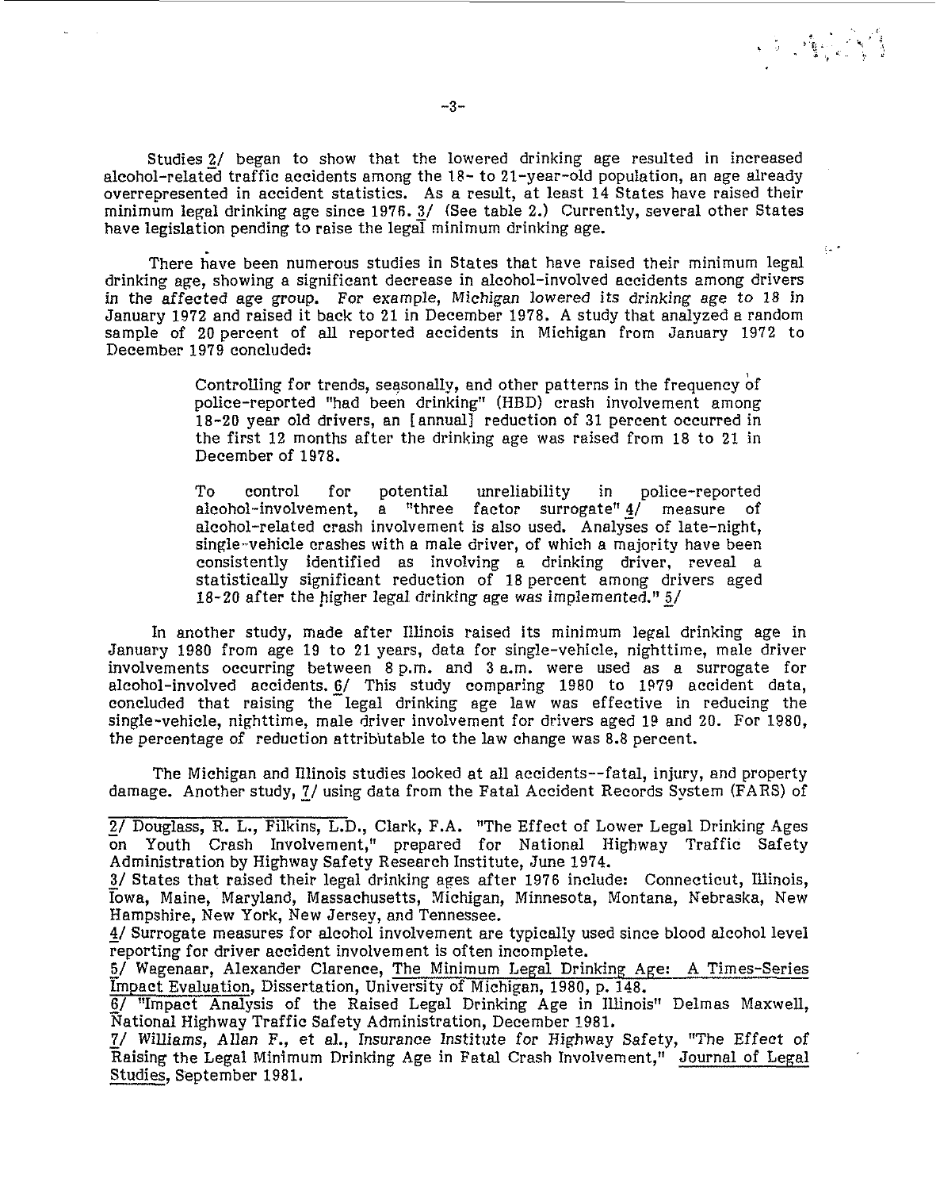Studies 2/ began to show that the lowered drinking age resulted in increased alcohol-related traffic accidents among the 18- to 21-year-old population, an age already overrepresented in accident statistics. As a result, at least 14 States have raised their minimum legal drinking age since 1976. 3/ (See table 2.) Currently, several other States have legislation pending to raise the legal minimum drinking age.

There have been numerous studies in States that have raised their minimum legal drinking age, showing a significant decrease in alcohol-involved accidents among drivers in the affected age group. For example, Michigan lowered its drinking age to 18 in January 1972 and raised it back to 21 in December 1978. A study that analyzed a random sample of 20 percent of all reported accidents in Michigan from January 1972 to December 1979 concluded:

> Controlling for trends, seasonally, and other patterns in the frequency of police-reported "had been drinking" (HBD) crash involvement among 18-20 year old drivers, an [annual] reduction of 31 percent occurred in the first 12 months after the drinking age was raised from 18 to 21 in December of 1978.
>
> To control for potential unreliability in police-reported alcohol-involvement, a "three factor surrogate" 4/ measure of alcohol-related crash involvement is also used. Analyses of late-night, single-vehicle crashes with a male driver, of which a majority have been consistently identified as involving a drinking driver, reveal a statistically significant reduction of 18 percent among drivers aged 18-20 after the higher legal drinking age was implemented." 5/

In another study, made after Illinois raised its minimum legal drinking age in January 1980 from age 19 to 21 years, data for single-vehicle, nighttime, male driver involvements occurring between 8 p.m. and 3 a.m. were used as a surrogate for alcohol-involved accidents. 6/ This study comparing 1980 to 1979 accident data, concluded that raising the legal drinking age law was effective in reducing the single-vehicle, nighttime, male driver involvement for drivers aged 19 and 20. For 1980, the percentage of reduction attributable to the law change was 8.8 percent.

The Michigan and Illinois studies looked at all accidents--fatal, injury, and property damage. Another study, 7/ using data from the Fatal Accident Records System (FARS) of

---

2/ Douglass, R. L., Filkins, L.D., Clark, F.A. "The Effect of Lower Legal Drinking Ages on Youth Crash Involvement," prepared for National Highway Traffic Safety Administration by Highway Safety Research Institute, June 1974.

3/ States that raised their legal drinking ages after 1976 include: Connecticut, Illinois, Iowa, Maine, Maryland, Massachusetts, Michigan, Minnesota, Montana, Nebraska, New Hampshire, New York, New Jersey, and Tennessee.

4/ Surrogate measures for alcohol involvement are typically used since blood alcohol level reporting for driver accident involvement is often incomplete.

5/ Wagenaar, Alexander Clarence, The Minimum Legal Drinking Age: A Times-Series Impact Evaluation, Dissertation, University of Michigan, 1980, p. 148.

6/ "Impact Analysis of the Raised Legal Drinking Age in Illinois" Delmas Maxwell, National Highway Traffic Safety Administration, December 1981.

7/ Williams, Allan F., et al., Insurance Institute for Highway Safety, "The Effect of Raising the Legal Minimum Drinking Age in Fatal Crash Involvement," Journal of Legal Studies, September 1981.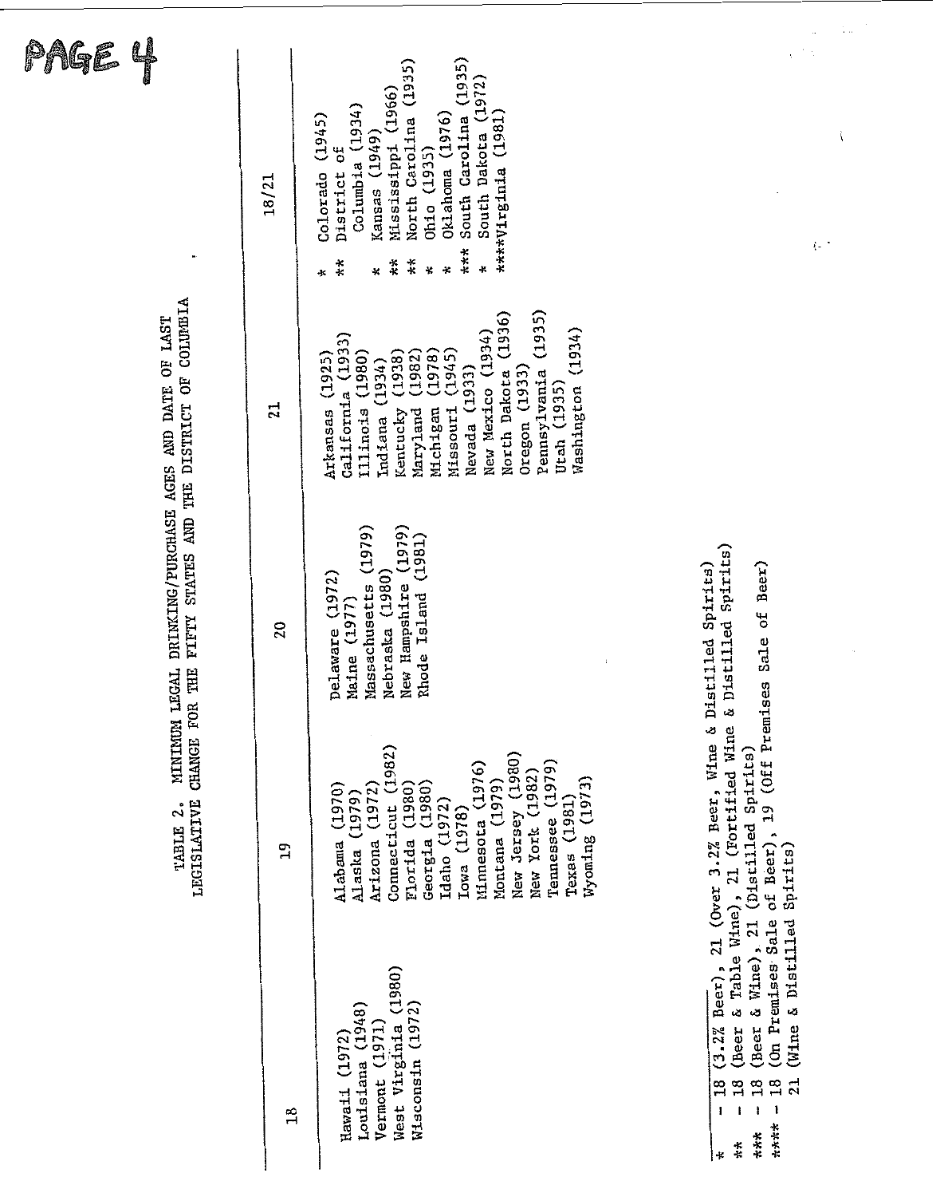PAGE 4

TABLE 2. MINIMUM LEGAL DRINKING/PURCHASE AGES AND DATE OF LAST LEGISLATIVE CHANGE FOR THE FIFTY STATES AND THE DISTRICT OF COLUMBIA

| 18 | 19 | 20 | 21 | 18/21 |
|---|---|---|---|---|
| Hawaii (1972) | Alabama (1970) | Delaware (1972) | Arkansas (1925) | * Colorado (1945) |
| Louisiana (1948) | Alaska (1979) | Maine (1977) | California (1933) | ** District of Columbia (1934) |
| Vermont (1971) | Arizona (1972) | Massachusetts (1979) | Illinois (1980) | * Kansas (1949) |
| West Virginia (1980) | Connecticut (1982) | Nebraska (1980) | Indiana (1934) | ** Mississippi (1966) |
| Wisconsin (1972) | Florida (1980) | New Hampshire (1979) | Kentucky (1938) | ** North Carolina (1935) |
| | Georgia (1980) | Rhode Island (1981) | Maryland (1982) | * Ohio (1935) |
| | Idaho (1972) | | Michigan (1978) | * Oklahoma (1976) |
| | Iowa (1978) | | Missouri (1945) | *** South Carolina (1935) |
| | Minnesota (1976) | | Nevada (1933) | * South Dakota (1972) |
| | Montana (1979) | | New Mexico (1934) | ****Virginia (1981) |
| | New Jersey (1980) | | North Dakota (1936) | |
| | New York (1982) | | Oregon (1933) | |
| | Tennessee (1979) | | Pennsylvania (1935) | |
| | Texas (1981) | | Utah (1935) | |
| | Wyoming (1973) | | Washington (1934) | |

\* - 18 (3.2% Beer), 21 (Over 3.2% Beer, Wine & Distilled Spirits)
\** - 18 (Beer & Table Wine), 21 (Fortified Wine & Distilled Spirits)
\*** - 18 (Beer & Wine), 21 (Distilled Spirits)
\**** - 18 (On Premises Sale of Beer), 19 (Off Premises Sale of Beer) 21 (Wine & Distilled Spirits)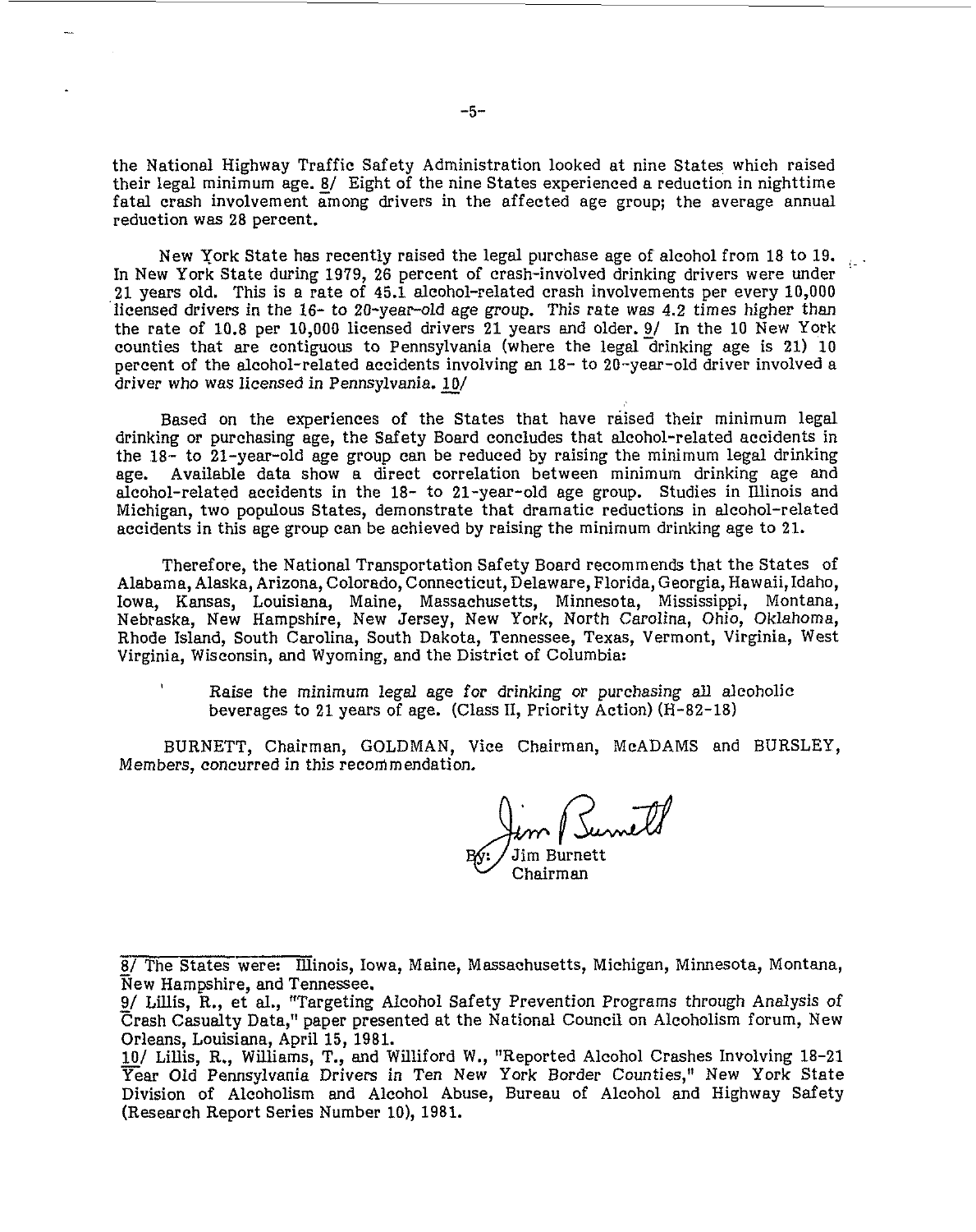the National Highway Traffic Safety Administration looked at nine States which raised their legal minimum age. 8/ Eight of the nine States experienced a reduction in nighttime fatal crash involvement among drivers in the affected age group; the average annual reduction was 28 percent.

New York State has recently raised the legal purchase age of alcohol from 18 to 19. In New York State during 1979, 26 percent of crash-involved drinking drivers were under 21 years old. This is a rate of 45.1 alcohol-related crash involvements per every 10,000 licensed drivers in the 16- to 20-year-old age group. This rate was 4.2 times higher than the rate of 10.8 per 10,000 licensed drivers 21 years and older. 9/ In the 10 New York counties that are contiguous to Pennsylvania (where the legal drinking age is 21) 10 percent of the alcohol-related accidents involving an 18- to 20-year-old driver involved a driver who was licensed in Pennsylvania. 10/

Based on the experiences of the States that have raised their minimum legal drinking or purchasing age, the Safety Board concludes that alcohol-related accidents in the 18- to 21-year-old age group can be reduced by raising the minimum legal drinking age. Available data show a direct correlation between minimum drinking age and alcohol-related accidents in the 18- to 21-year-old age group. Studies in Illinois and Michigan, two populous States, demonstrate that dramatic reductions in alcohol-related accidents in this age group can be achieved by raising the minimum drinking age to 21.

Therefore, the National Transportation Safety Board recommends that the States of Alabama, Alaska, Arizona, Colorado, Connecticut, Delaware, Florida, Georgia, Hawaii, Idaho, Iowa, Kansas, Louisiana, Maine, Massachusetts, Minnesota, Mississippi, Montana, Nebraska, New Hampshire, New Jersey, New York, North Carolina, Ohio, Oklahoma, Rhode Island, South Carolina, South Dakota, Tennessee, Texas, Vermont, Virginia, West Virginia, Wisconsin, and Wyoming, and the District of Columbia:

> Raise the minimum legal age for drinking or purchasing all alcoholic beverages to 21 years of age. (Class II, Priority Action) (H-82-18)

BURNETT, Chairman, GOLDMAN, Vice Chairman, McADAMS and BURSLEY, Members, concurred in this recommendation.

By: Jim Burnett
Chairman

---

8/ The States were: Illinois, Iowa, Maine, Massachusetts, Michigan, Minnesota, Montana, New Hampshire, and Tennessee.

9/ Lillis, R., et al., "Targeting Alcohol Safety Prevention Programs through Analysis of Crash Casualty Data," paper presented at the National Council on Alcoholism forum, New Orleans, Louisiana, April 15, 1981.

10/ Lillis, R., Williams, T., and Williford W., "Reported Alcohol Crashes Involving 18-21 Year Old Pennsylvania Drivers in Ten New York Border Counties," New York State Division of Alcoholism and Alcohol Abuse, Bureau of Alcohol and Highway Safety (Research Report Series Number 10), 1981.